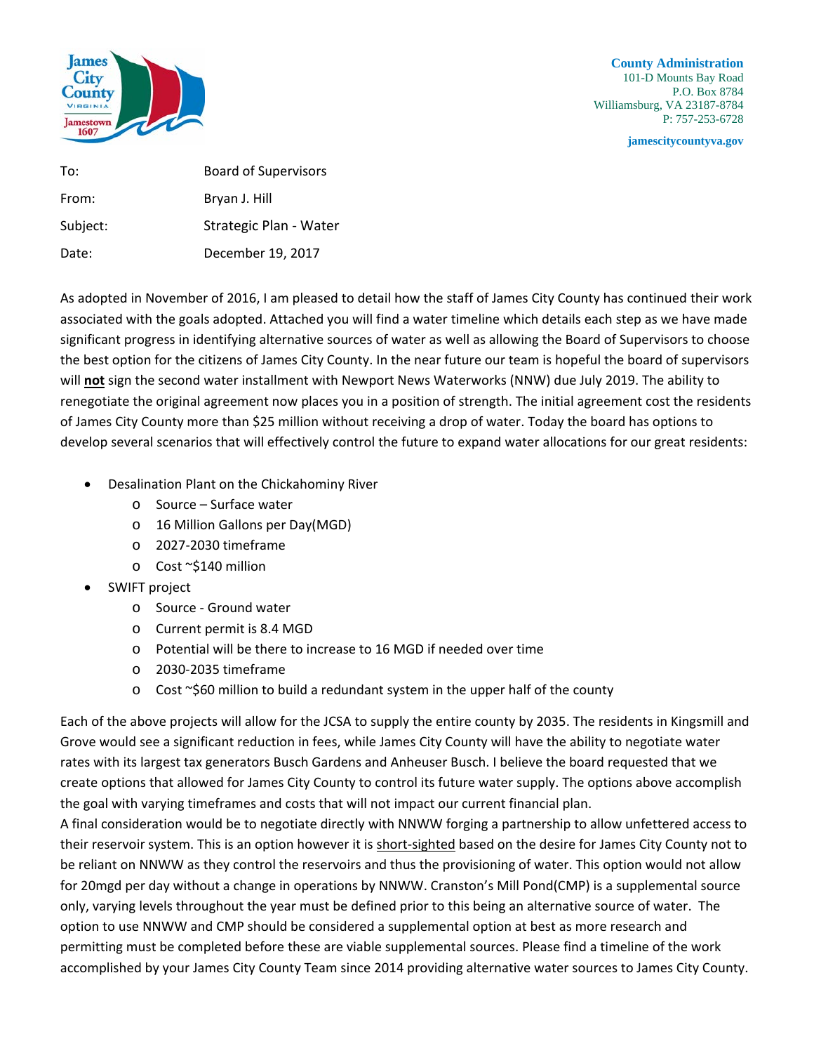**County Administration**
101-D Mounts Bay Road
P.O. Box 8784
Williamsburg, VA 23187-8784
P: 757-253-6728

**jamescitycountyva.gov**

| | |
|---|---|
| To: | Board of Supervisors |
| From: | Bryan J. Hill |
| Subject: | Strategic Plan - Water |
| Date: | December 19, 2017 |

As adopted in November of 2016, I am pleased to detail how the staff of James City County has continued their work associated with the goals adopted. Attached you will find a water timeline which details each step as we have made significant progress in identifying alternative sources of water as well as allowing the Board of Supervisors to choose the best option for the citizens of James City County. In the near future our team is hopeful the board of supervisors will **<u>not</u>** sign the second water installment with Newport News Waterworks (NNW) due July 2019. The ability to renegotiate the original agreement now places you in a position of strength. The initial agreement cost the residents of James City County more than $25 million without receiving a drop of water. Today the board has options to develop several scenarios that will effectively control the future to expand water allocations for our great residents:

- Desalination Plant on the Chickahominy River
  - Source – Surface water
  - 16 Million Gallons per Day(MGD)
  - 2027-2030 timeframe
  - Cost ~$140 million
- SWIFT project
  - Source - Ground water
  - Current permit is 8.4 MGD
  - Potential will be there to increase to 16 MGD if needed over time
  - 2030-2035 timeframe
  - Cost ~$60 million to build a redundant system in the upper half of the county

Each of the above projects will allow for the JCSA to supply the entire county by 2035. The residents in Kingsmill and Grove would see a significant reduction in fees, while James City County will have the ability to negotiate water rates with its largest tax generators Busch Gardens and Anheuser Busch. I believe the board requested that we create options that allowed for James City County to control its future water supply. The options above accomplish the goal with varying timeframes and costs that will not impact our current financial plan.

A final consideration would be to negotiate directly with NNWW forging a partnership to allow unfettered access to their reservoir system. This is an option however it is <u>short-sighted</u> based on the desire for James City County not to be reliant on NNWW as they control the reservoirs and thus the provisioning of water. This option would not allow for 20mgd per day without a change in operations by NNWW. Cranston's Mill Pond(CMP) is a supplemental source only, varying levels throughout the year must be defined prior to this being an alternative source of water. The option to use NNWW and CMP should be considered a supplemental option at best as more research and permitting must be completed before these are viable supplemental sources. Please find a timeline of the work accomplished by your James City County Team since 2014 providing alternative water sources to James City County.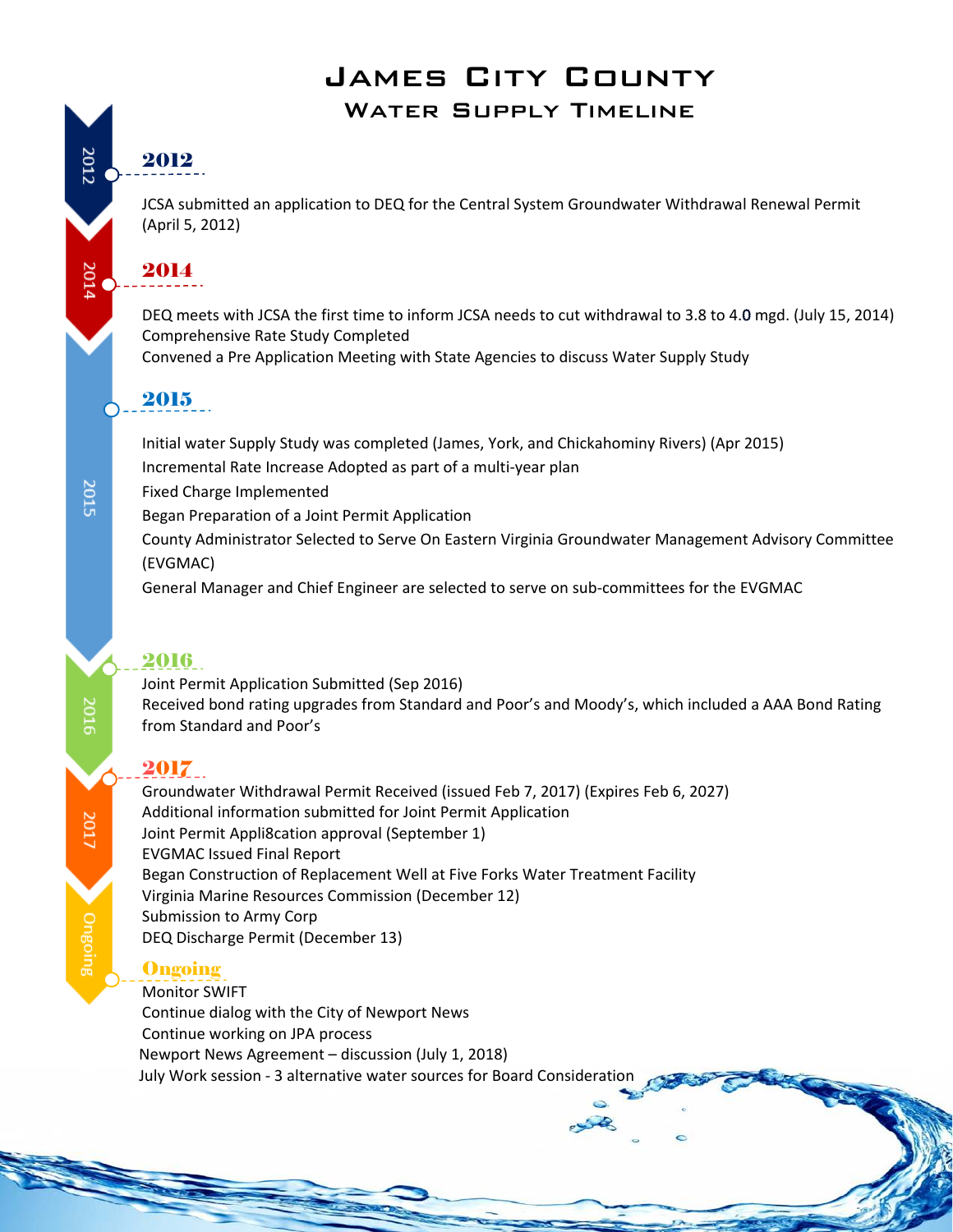# James City County

## Water Supply Timeline

### 2012

JCSA submitted an application to DEQ for the Central System Groundwater Withdrawal Renewal Permit (April 5, 2012)

### 2014

DEQ meets with JCSA the first time to inform JCSA needs to cut withdrawal to 3.8 to 4.0 mgd. (July 15, 2014)
Comprehensive Rate Study Completed
Convened a Pre Application Meeting with State Agencies to discuss Water Supply Study

### 2015

Initial water Supply Study was completed (James, York, and Chickahominy Rivers) (Apr 2015)
Incremental Rate Increase Adopted as part of a multi-year plan
Fixed Charge Implemented
Began Preparation of a Joint Permit Application
County Administrator Selected to Serve On Eastern Virginia Groundwater Management Advisory Committee (EVGMAC)
General Manager and Chief Engineer are selected to serve on sub-committees for the EVGMAC

### 2016

Joint Permit Application Submitted (Sep 2016)
Received bond rating upgrades from Standard and Poor's and Moody's, which included a AAA Bond Rating from Standard and Poor's

### 2017

Groundwater Withdrawal Permit Received (issued Feb 7, 2017) (Expires Feb 6, 2027)
Additional information submitted for Joint Permit Application
Joint Permit Appli8cation approval (September 1)
EVGMAC Issued Final Report
Began Construction of Replacement Well at Five Forks Water Treatment Facility
Virginia Marine Resources Commission (December 12)
Submission to Army Corp
DEQ Discharge Permit (December 13)

### Ongoing

Monitor SWIFT
Continue dialog with the City of Newport News
Continue working on JPA process
Newport News Agreement – discussion (July 1, 2018)
July Work session - 3 alternative water sources for Board Consideration